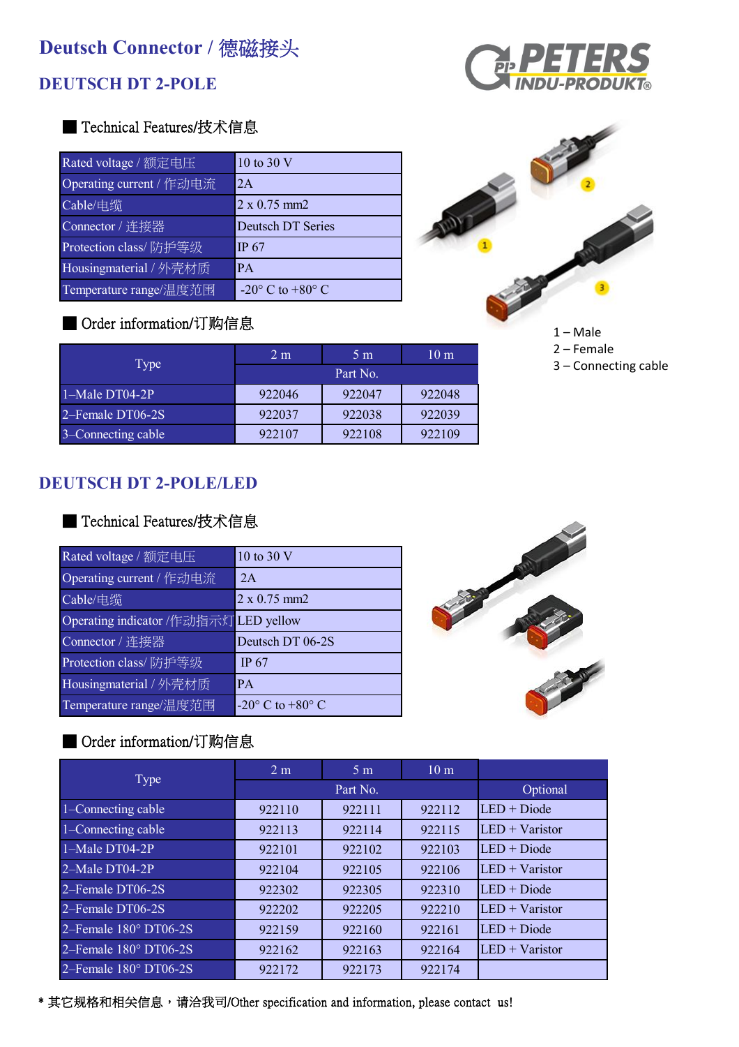# Deutsch Connector / 德磁接头

## DEUTSCH DT 2-POLE

### ■ Technical Features/技术信息

| | |
|---|---|
| Rated voltage / 额定电压 | 10 to 30 V |
| Operating current / 作动电流 | 2A |
| Cable/电缆 | 2 x 0.75 mm2 |
| Connector / 连接器 | Deutsch DT Series |
| Protection class/ 防护等级 | IP 67 |
| Housingmaterial / 外壳材质 | PA |
| Temperature range/温度范围 | -20° C to +80° C |

1 – Male
2 – Female
3 – Connecting cable

### ■ Order information/订购信息

| Type | 2 m | 5 m | 10 m |
|---|---|---|---|
| | Part No. | | |
| 1–Male DT04-2P | 922046 | 922047 | 922048 |
| 2–Female DT06-2S | 922037 | 922038 | 922039 |
| 3–Connecting cable | 922107 | 922108 | 922109 |

## DEUTSCH DT 2-POLE/LED

### ■ Technical Features/技术信息

| | |
|---|---|
| Rated voltage / 额定电压 | 10 to 30 V |
| Operating current / 作动电流 | 2A |
| Cable/电缆 | 2 x 0.75 mm2 |
| Operating indicator /作动指示灯 | LED yellow |
| Connector / 连接器 | Deutsch DT 06-2S |
| Protection class/ 防护等级 | IP 67 |
| Housingmaterial / 外壳材质 | PA |
| Temperature range/温度范围 | -20° C to +80° C |

### ■ Order information/订购信息

| Type | 2 m | 5 m | 10 m | |
|---|---|---|---|---|
| | Part No. | | | Optional |
| 1–Connecting cable | 922110 | 922111 | 922112 | LED + Diode |
| 1–Connecting cable | 922113 | 922114 | 922115 | LED + Varistor |
| 1–Male DT04-2P | 922101 | 922102 | 922103 | LED + Diode |
| 2–Male DT04-2P | 922104 | 922105 | 922106 | LED + Varistor |
| 2–Female DT06-2S | 922302 | 922305 | 922310 | LED + Diode |
| 2–Female DT06-2S | 922202 | 922205 | 922210 | LED + Varistor |
| 2–Female 180° DT06-2S | 922159 | 922160 | 922161 | LED + Diode |
| 2–Female 180° DT06-2S | 922162 | 922163 | 922164 | LED + Varistor |
| 2–Female 180° DT06-2S | 922172 | 922173 | 922174 | |

* 其它规格和相关信息，请洽我司/Other specification and information, please contact us!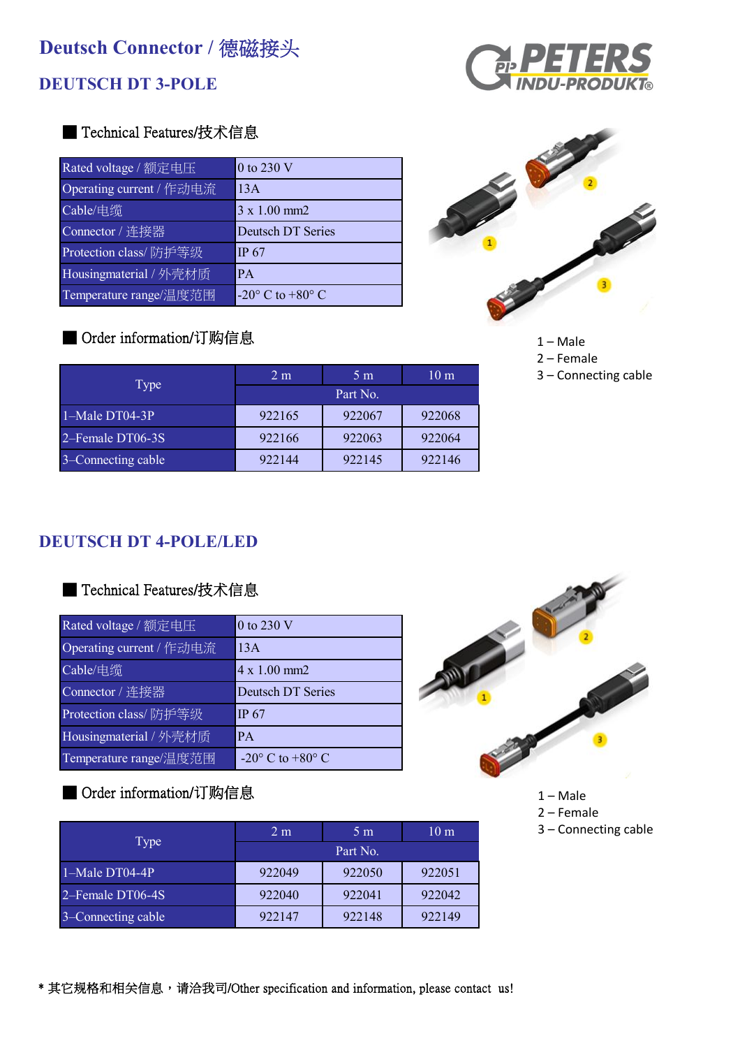# Deutsch Connector / 德磁接头

## DEUTSCH DT 3-POLE

### ■ Technical Features/技术信息

| Rated voltage / 额定电压 | 0 to 230 V |
|---|---|
| Operating current / 作动电流 | 13A |
| Cable/电缆 | 3 x 1.00 mm2 |
| Connector / 连接器 | Deutsch DT Series |
| Protection class/ 防护等级 | IP 67 |
| Housingmaterial / 外壳材质 | PA |
| Temperature range/温度范围 | -20° C to +80° C |

### ■ Order information/订购信息

| Type | 2 m | 5 m | 10 m |
|---|---|---|---|
| | Part No. | | |
| 1–Male DT04-3P | 922165 | 922067 | 922068 |
| 2–Female DT06-3S | 922166 | 922063 | 922064 |
| 3–Connecting cable | 922144 | 922145 | 922146 |

1 – Male
2 – Female
3 – Connecting cable

## DEUTSCH DT 4-POLE/LED

### ■ Technical Features/技术信息

| Rated voltage / 额定电压 | 0 to 230 V |
|---|---|
| Operating current / 作动电流 | 13A |
| Cable/电缆 | 4 x 1.00 mm2 |
| Connector / 连接器 | Deutsch DT Series |
| Protection class/ 防护等级 | IP 67 |
| Housingmaterial / 外壳材质 | PA |
| Temperature range/温度范围 | -20° C to +80° C |

### ■ Order information/订购信息

| Type | 2 m | 5 m | 10 m |
|---|---|---|---|
| | Part No. | | |
| 1–Male DT04-4P | 922049 | 922050 | 922051 |
| 2–Female DT06-4S | 922040 | 922041 | 922042 |
| 3–Connecting cable | 922147 | 922148 | 922149 |

1 – Male
2 – Female
3 – Connecting cable

* 其它规格和相关信息，请洽我司/Other specification and information, please contact us!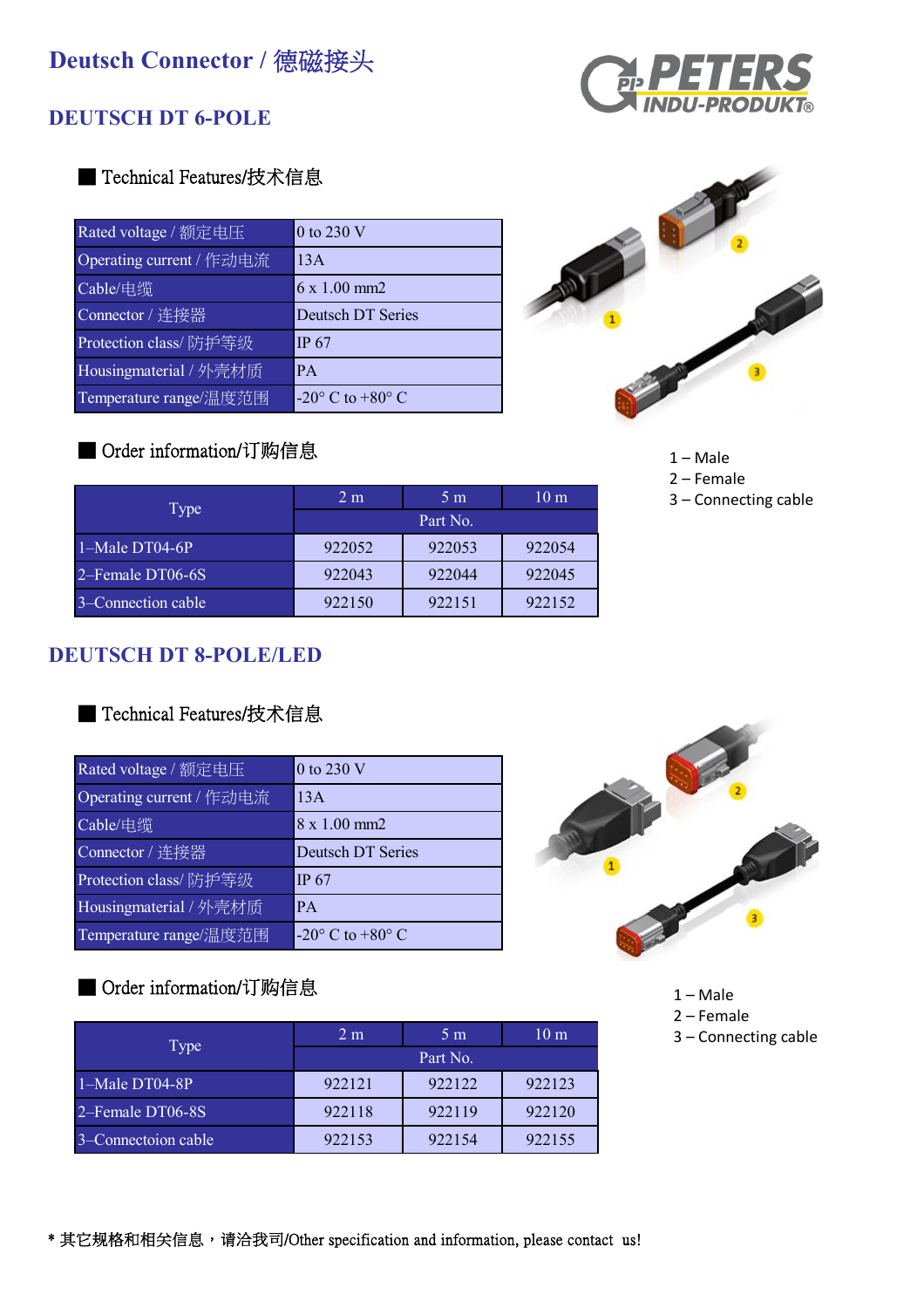# Deutsch Connector / 德磁接头

## DEUTSCH DT 6-POLE

### Technical Features/技术信息

| | |
|---|---|
| Rated voltage / 额定电压 | 0 to 230 V |
| Operating current / 作动电流 | 13A |
| Cable/电缆 | 6 x 1.00 mm2 |
| Connector / 连接器 | Deutsch DT Series |
| Protection class/ 防护等级 | IP 67 |
| Housingmaterial / 外壳材质 | PA |
| Temperature range/温度范围 | -20° C to +80° C |

1 – Male
2 – Female
3 – Connecting cable

### Order information/订购信息

| Type | 2 m | 5 m | 10 m |
|---|---|---|---|
| | Part No. | | |
| 1–Male DT04-6P | 922052 | 922053 | 922054 |
| 2–Female DT06-6S | 922043 | 922044 | 922045 |
| 3–Connection cable | 922150 | 922151 | 922152 |

## DEUTSCH DT 8-POLE/LED

### Technical Features/技术信息

| | |
|---|---|
| Rated voltage / 额定电压 | 0 to 230 V |
| Operating current / 作动电流 | 13A |
| Cable/电缆 | 8 x 1.00 mm2 |
| Connector / 连接器 | Deutsch DT Series |
| Protection class/ 防护等级 | IP 67 |
| Housingmaterial / 外壳材质 | PA |
| Temperature range/温度范围 | -20° C to +80° C |

1 – Male
2 – Female
3 – Connecting cable

### Order information/订购信息

| Type | 2 m | 5 m | 10 m |
|---|---|---|---|
| | Part No. | | |
| 1–Male DT04-8P | 922121 | 922122 | 922123 |
| 2–Female DT06-8S | 922118 | 922119 | 922120 |
| 3–Connectoion cable | 922153 | 922154 | 922155 |

* 其它规格和相关信息，请洽我司/Other specification and information, please contact us!